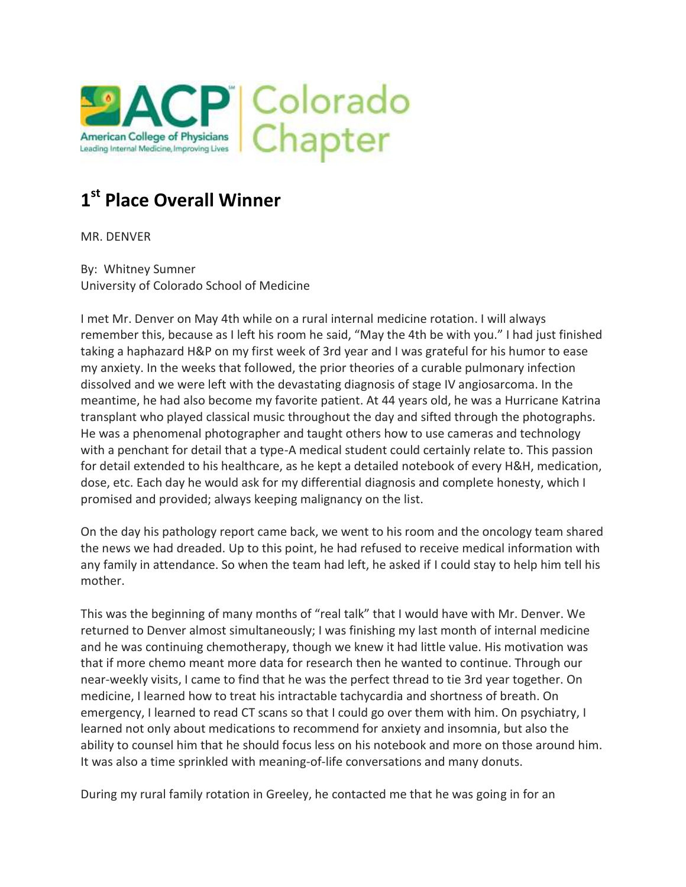ACP Colorado Chapter

American College of Physicians
Leading Internal Medicine, Improving Lives

# 1st Place Overall Winner

MR. DENVER

By: Whitney Sumner
University of Colorado School of Medicine

I met Mr. Denver on May 4th while on a rural internal medicine rotation. I will always remember this, because as I left his room he said, "May the 4th be with you." I had just finished taking a haphazard H&P on my first week of 3rd year and I was grateful for his humor to ease my anxiety. In the weeks that followed, the prior theories of a curable pulmonary infection dissolved and we were left with the devastating diagnosis of stage IV angiosarcoma. In the meantime, he had also become my favorite patient. At 44 years old, he was a Hurricane Katrina transplant who played classical music throughout the day and sifted through the photographs. He was a phenomenal photographer and taught others how to use cameras and technology with a penchant for detail that a type-A medical student could certainly relate to. This passion for detail extended to his healthcare, as he kept a detailed notebook of every H&H, medication, dose, etc. Each day he would ask for my differential diagnosis and complete honesty, which I promised and provided; always keeping malignancy on the list.

On the day his pathology report came back, we went to his room and the oncology team shared the news we had dreaded. Up to this point, he had refused to receive medical information with any family in attendance. So when the team had left, he asked if I could stay to help him tell his mother.

This was the beginning of many months of "real talk" that I would have with Mr. Denver. We returned to Denver almost simultaneously; I was finishing my last month of internal medicine and he was continuing chemotherapy, though we knew it had little value. His motivation was that if more chemo meant more data for research then he wanted to continue. Through our near-weekly visits, I came to find that he was the perfect thread to tie 3rd year together. On medicine, I learned how to treat his intractable tachycardia and shortness of breath. On emergency, I learned to read CT scans so that I could go over them with him. On psychiatry, I learned not only about medications to recommend for anxiety and insomnia, but also the ability to counsel him that he should focus less on his notebook and more on those around him. It was also a time sprinkled with meaning-of-life conversations and many donuts.

During my rural family rotation in Greeley, he contacted me that he was going in for an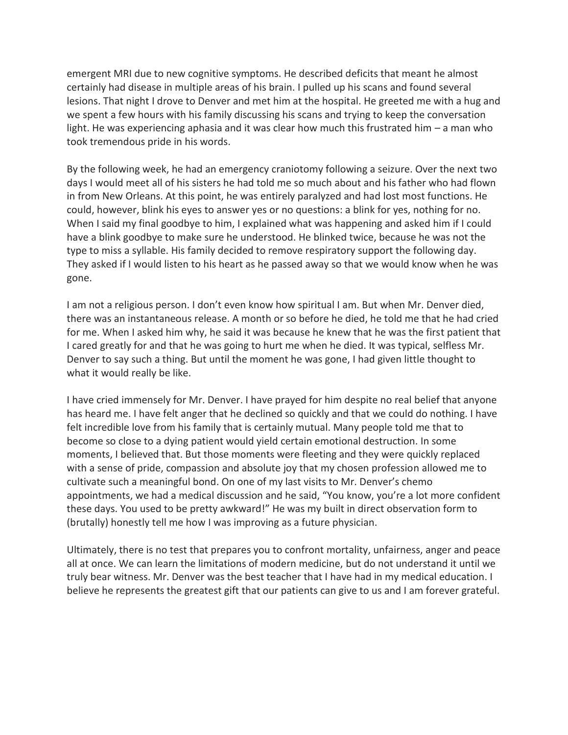emergent MRI due to new cognitive symptoms. He described deficits that meant he almost certainly had disease in multiple areas of his brain. I pulled up his scans and found several lesions. That night I drove to Denver and met him at the hospital. He greeted me with a hug and we spent a few hours with his family discussing his scans and trying to keep the conversation light. He was experiencing aphasia and it was clear how much this frustrated him – a man who took tremendous pride in his words.

By the following week, he had an emergency craniotomy following a seizure. Over the next two days I would meet all of his sisters he had told me so much about and his father who had flown in from New Orleans. At this point, he was entirely paralyzed and had lost most functions. He could, however, blink his eyes to answer yes or no questions: a blink for yes, nothing for no. When I said my final goodbye to him, I explained what was happening and asked him if I could have a blink goodbye to make sure he understood. He blinked twice, because he was not the type to miss a syllable. His family decided to remove respiratory support the following day. They asked if I would listen to his heart as he passed away so that we would know when he was gone.

I am not a religious person. I don't even know how spiritual I am. But when Mr. Denver died, there was an instantaneous release. A month or so before he died, he told me that he had cried for me. When I asked him why, he said it was because he knew that he was the first patient that I cared greatly for and that he was going to hurt me when he died. It was typical, selfless Mr. Denver to say such a thing. But until the moment he was gone, I had given little thought to what it would really be like.

I have cried immensely for Mr. Denver. I have prayed for him despite no real belief that anyone has heard me. I have felt anger that he declined so quickly and that we could do nothing. I have felt incredible love from his family that is certainly mutual. Many people told me that to become so close to a dying patient would yield certain emotional destruction. In some moments, I believed that. But those moments were fleeting and they were quickly replaced with a sense of pride, compassion and absolute joy that my chosen profession allowed me to cultivate such a meaningful bond. On one of my last visits to Mr. Denver's chemo appointments, we had a medical discussion and he said, "You know, you're a lot more confident these days. You used to be pretty awkward!" He was my built in direct observation form to (brutally) honestly tell me how I was improving as a future physician.

Ultimately, there is no test that prepares you to confront mortality, unfairness, anger and peace all at once. We can learn the limitations of modern medicine, but do not understand it until we truly bear witness. Mr. Denver was the best teacher that I have had in my medical education. I believe he represents the greatest gift that our patients can give to us and I am forever grateful.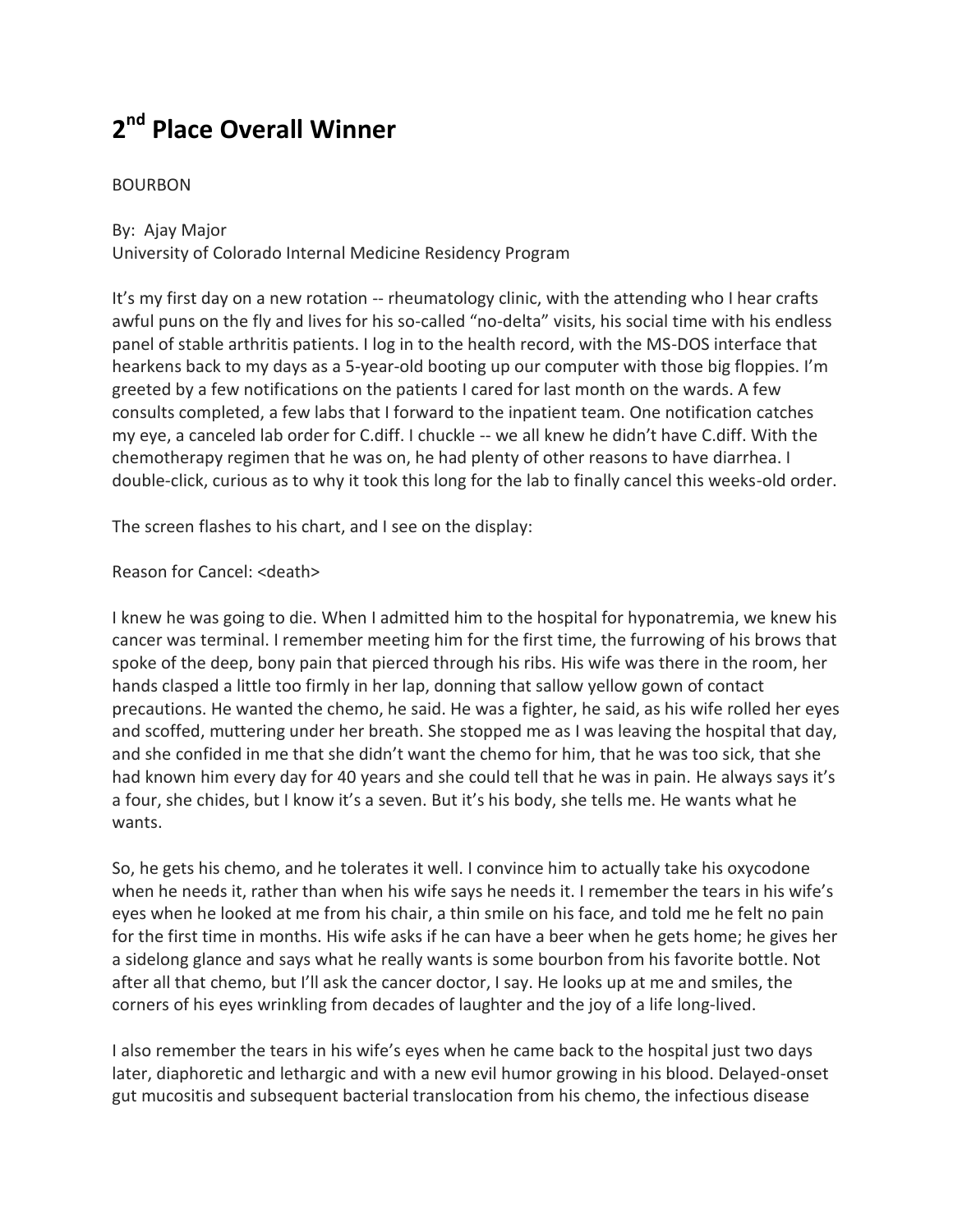# 2nd Place Overall Winner

BOURBON

By: Ajay Major
University of Colorado Internal Medicine Residency Program

It's my first day on a new rotation -- rheumatology clinic, with the attending who I hear crafts awful puns on the fly and lives for his so-called "no-delta" visits, his social time with his endless panel of stable arthritis patients. I log in to the health record, with the MS-DOS interface that hearkens back to my days as a 5-year-old booting up our computer with those big floppies. I'm greeted by a few notifications on the patients I cared for last month on the wards. A few consults completed, a few labs that I forward to the inpatient team. One notification catches my eye, a canceled lab order for C.diff. I chuckle -- we all knew he didn't have C.diff. With the chemotherapy regimen that he was on, he had plenty of other reasons to have diarrhea. I double-click, curious as to why it took this long for the lab to finally cancel this weeks-old order.

The screen flashes to his chart, and I see on the display:

Reason for Cancel: <death>

I knew he was going to die. When I admitted him to the hospital for hyponatremia, we knew his cancer was terminal. I remember meeting him for the first time, the furrowing of his brows that spoke of the deep, bony pain that pierced through his ribs. His wife was there in the room, her hands clasped a little too firmly in her lap, donning that sallow yellow gown of contact precautions. He wanted the chemo, he said. He was a fighter, he said, as his wife rolled her eyes and scoffed, muttering under her breath. She stopped me as I was leaving the hospital that day, and she confided in me that she didn't want the chemo for him, that he was too sick, that she had known him every day for 40 years and she could tell that he was in pain. He always says it's a four, she chides, but I know it's a seven. But it's his body, she tells me. He wants what he wants.

So, he gets his chemo, and he tolerates it well. I convince him to actually take his oxycodone when he needs it, rather than when his wife says he needs it. I remember the tears in his wife's eyes when he looked at me from his chair, a thin smile on his face, and told me he felt no pain for the first time in months. His wife asks if he can have a beer when he gets home; he gives her a sidelong glance and says what he really wants is some bourbon from his favorite bottle. Not after all that chemo, but I'll ask the cancer doctor, I say. He looks up at me and smiles, the corners of his eyes wrinkling from decades of laughter and the joy of a life long-lived.

I also remember the tears in his wife's eyes when he came back to the hospital just two days later, diaphoretic and lethargic and with a new evil humor growing in his blood. Delayed-onset gut mucositis and subsequent bacterial translocation from his chemo, the infectious disease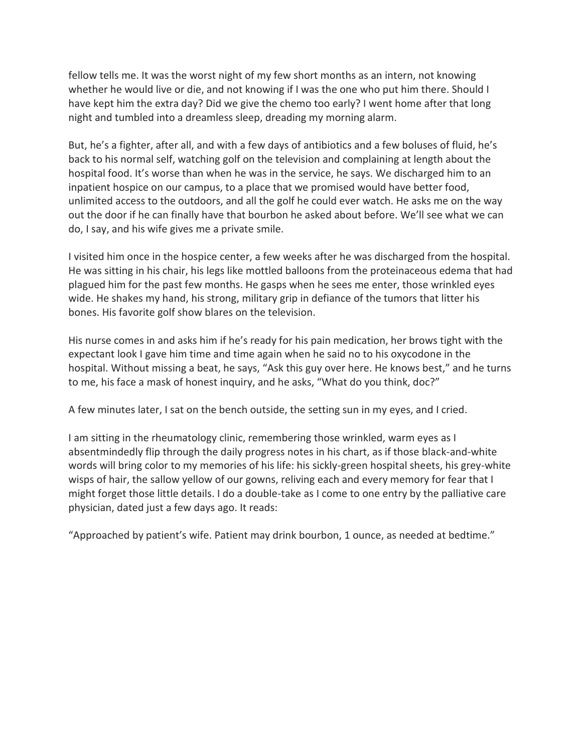fellow tells me. It was the worst night of my few short months as an intern, not knowing whether he would live or die, and not knowing if I was the one who put him there. Should I have kept him the extra day? Did we give the chemo too early? I went home after that long night and tumbled into a dreamless sleep, dreading my morning alarm.

But, he's a fighter, after all, and with a few days of antibiotics and a few boluses of fluid, he's back to his normal self, watching golf on the television and complaining at length about the hospital food. It's worse than when he was in the service, he says. We discharged him to an inpatient hospice on our campus, to a place that we promised would have better food, unlimited access to the outdoors, and all the golf he could ever watch. He asks me on the way out the door if he can finally have that bourbon he asked about before. We'll see what we can do, I say, and his wife gives me a private smile.

I visited him once in the hospice center, a few weeks after he was discharged from the hospital. He was sitting in his chair, his legs like mottled balloons from the proteinaceous edema that had plagued him for the past few months. He gasps when he sees me enter, those wrinkled eyes wide. He shakes my hand, his strong, military grip in defiance of the tumors that litter his bones. His favorite golf show blares on the television.

His nurse comes in and asks him if he's ready for his pain medication, her brows tight with the expectant look I gave him time and time again when he said no to his oxycodone in the hospital. Without missing a beat, he says, "Ask this guy over here. He knows best," and he turns to me, his face a mask of honest inquiry, and he asks, "What do you think, doc?"

A few minutes later, I sat on the bench outside, the setting sun in my eyes, and I cried.

I am sitting in the rheumatology clinic, remembering those wrinkled, warm eyes as I absentmindedly flip through the daily progress notes in his chart, as if those black-and-white words will bring color to my memories of his life: his sickly-green hospital sheets, his grey-white wisps of hair, the sallow yellow of our gowns, reliving each and every memory for fear that I might forget those little details. I do a double-take as I come to one entry by the palliative care physician, dated just a few days ago. It reads:

"Approached by patient's wife. Patient may drink bourbon, 1 ounce, as needed at bedtime."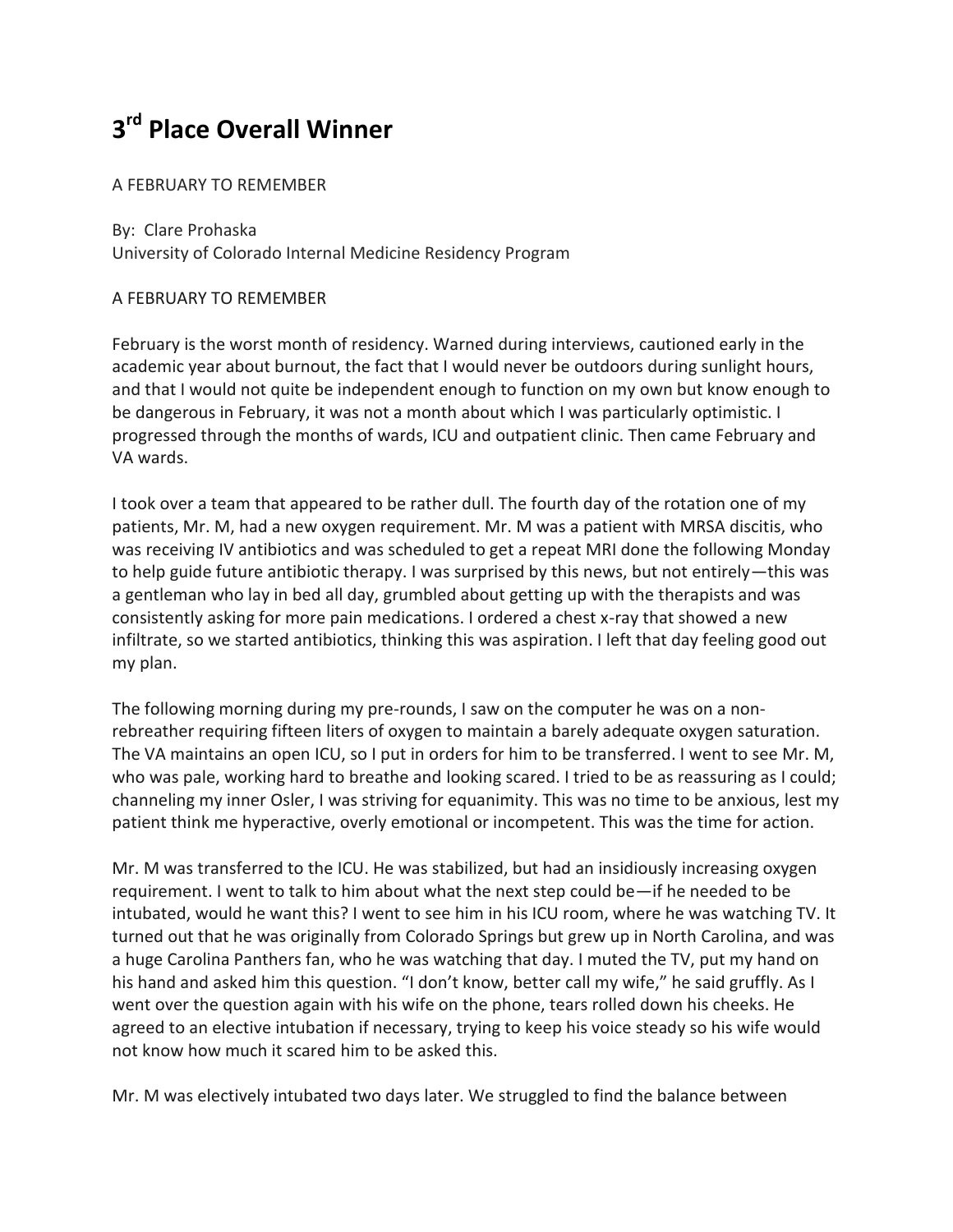# 3rd Place Overall Winner

A FEBRUARY TO REMEMBER

By: Clare Prohaska
University of Colorado Internal Medicine Residency Program

A FEBRUARY TO REMEMBER

February is the worst month of residency. Warned during interviews, cautioned early in the academic year about burnout, the fact that I would never be outdoors during sunlight hours, and that I would not quite be independent enough to function on my own but know enough to be dangerous in February, it was not a month about which I was particularly optimistic. I progressed through the months of wards, ICU and outpatient clinic. Then came February and VA wards.

I took over a team that appeared to be rather dull. The fourth day of the rotation one of my patients, Mr. M, had a new oxygen requirement. Mr. M was a patient with MRSA discitis, who was receiving IV antibiotics and was scheduled to get a repeat MRI done the following Monday to help guide future antibiotic therapy. I was surprised by this news, but not entirely—this was a gentleman who lay in bed all day, grumbled about getting up with the therapists and was consistently asking for more pain medications. I ordered a chest x-ray that showed a new infiltrate, so we started antibiotics, thinking this was aspiration. I left that day feeling good out my plan.

The following morning during my pre-rounds, I saw on the computer he was on a non-rebreather requiring fifteen liters of oxygen to maintain a barely adequate oxygen saturation. The VA maintains an open ICU, so I put in orders for him to be transferred. I went to see Mr. M, who was pale, working hard to breathe and looking scared. I tried to be as reassuring as I could; channeling my inner Osler, I was striving for equanimity. This was no time to be anxious, lest my patient think me hyperactive, overly emotional or incompetent. This was the time for action.

Mr. M was transferred to the ICU. He was stabilized, but had an insidiously increasing oxygen requirement. I went to talk to him about what the next step could be—if he needed to be intubated, would he want this? I went to see him in his ICU room, where he was watching TV. It turned out that he was originally from Colorado Springs but grew up in North Carolina, and was a huge Carolina Panthers fan, who he was watching that day. I muted the TV, put my hand on his hand and asked him this question. "I don't know, better call my wife," he said gruffly. As I went over the question again with his wife on the phone, tears rolled down his cheeks. He agreed to an elective intubation if necessary, trying to keep his voice steady so his wife would not know how much it scared him to be asked this.

Mr. M was electively intubated two days later. We struggled to find the balance between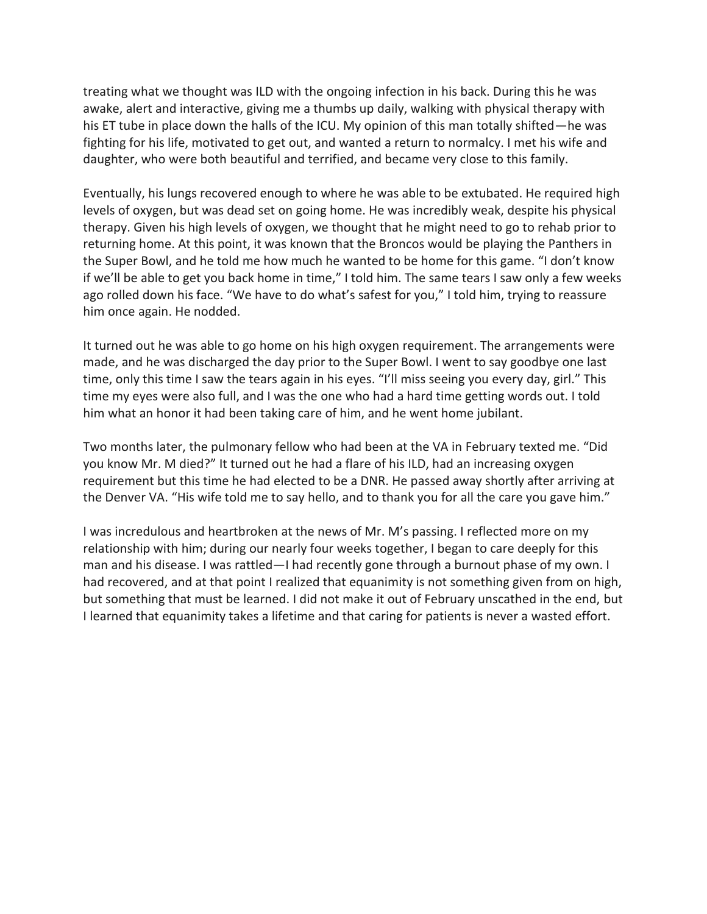treating what we thought was ILD with the ongoing infection in his back. During this he was awake, alert and interactive, giving me a thumbs up daily, walking with physical therapy with his ET tube in place down the halls of the ICU. My opinion of this man totally shifted—he was fighting for his life, motivated to get out, and wanted a return to normalcy. I met his wife and daughter, who were both beautiful and terrified, and became very close to this family.

Eventually, his lungs recovered enough to where he was able to be extubated. He required high levels of oxygen, but was dead set on going home. He was incredibly weak, despite his physical therapy. Given his high levels of oxygen, we thought that he might need to go to rehab prior to returning home. At this point, it was known that the Broncos would be playing the Panthers in the Super Bowl, and he told me how much he wanted to be home for this game. "I don't know if we'll be able to get you back home in time," I told him. The same tears I saw only a few weeks ago rolled down his face. "We have to do what's safest for you," I told him, trying to reassure him once again. He nodded.

It turned out he was able to go home on his high oxygen requirement. The arrangements were made, and he was discharged the day prior to the Super Bowl. I went to say goodbye one last time, only this time I saw the tears again in his eyes. "I'll miss seeing you every day, girl." This time my eyes were also full, and I was the one who had a hard time getting words out. I told him what an honor it had been taking care of him, and he went home jubilant.

Two months later, the pulmonary fellow who had been at the VA in February texted me. "Did you know Mr. M died?" It turned out he had a flare of his ILD, had an increasing oxygen requirement but this time he had elected to be a DNR. He passed away shortly after arriving at the Denver VA. "His wife told me to say hello, and to thank you for all the care you gave him."

I was incredulous and heartbroken at the news of Mr. M's passing. I reflected more on my relationship with him; during our nearly four weeks together, I began to care deeply for this man and his disease. I was rattled—I had recently gone through a burnout phase of my own. I had recovered, and at that point I realized that equanimity is not something given from on high, but something that must be learned. I did not make it out of February unscathed in the end, but I learned that equanimity takes a lifetime and that caring for patients is never a wasted effort.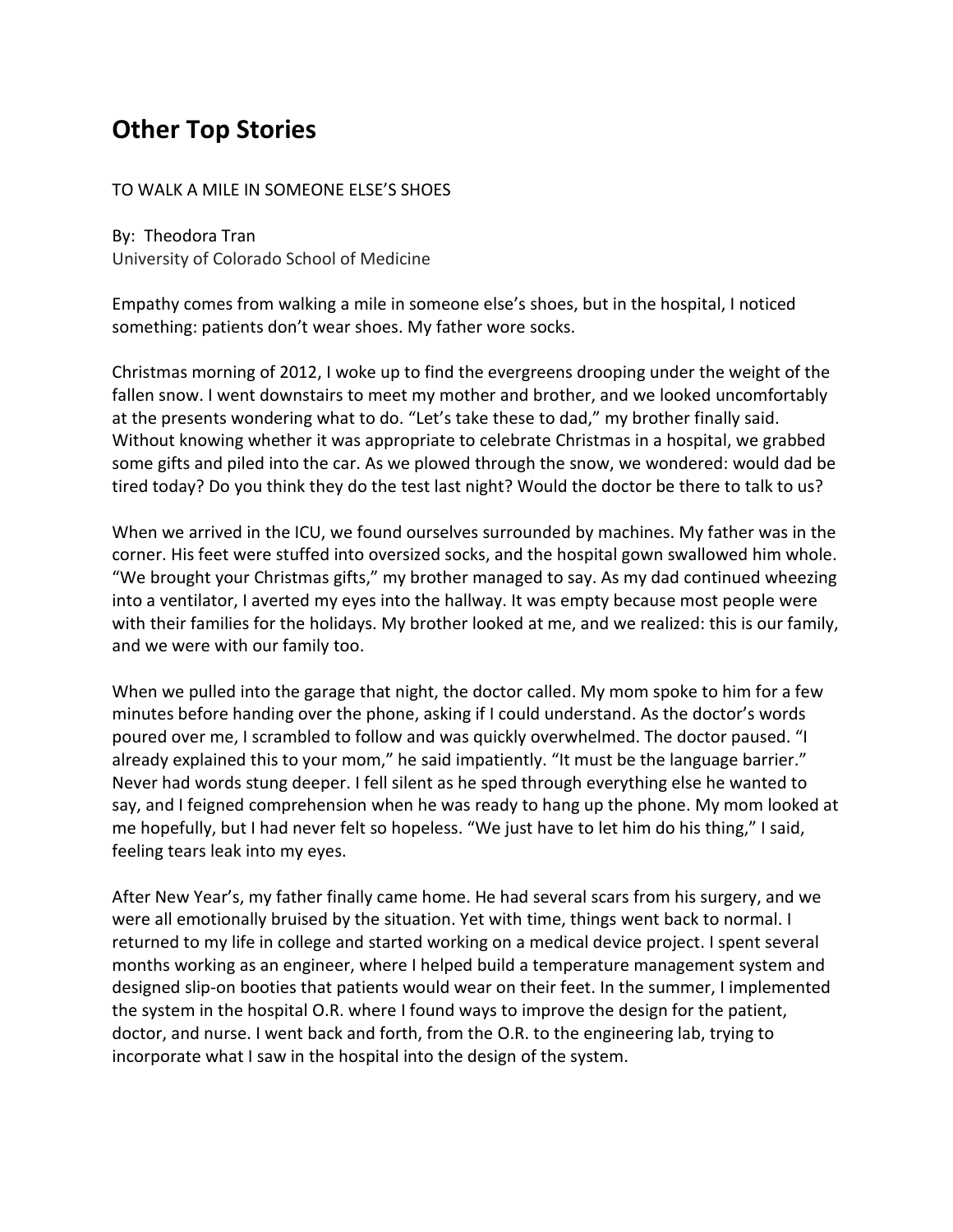# Other Top Stories

TO WALK A MILE IN SOMEONE ELSE'S SHOES

By: Theodora Tran
University of Colorado School of Medicine

Empathy comes from walking a mile in someone else's shoes, but in the hospital, I noticed something: patients don't wear shoes. My father wore socks.

Christmas morning of 2012, I woke up to find the evergreens drooping under the weight of the fallen snow. I went downstairs to meet my mother and brother, and we looked uncomfortably at the presents wondering what to do. "Let's take these to dad," my brother finally said. Without knowing whether it was appropriate to celebrate Christmas in a hospital, we grabbed some gifts and piled into the car. As we plowed through the snow, we wondered: would dad be tired today? Do you think they do the test last night? Would the doctor be there to talk to us?

When we arrived in the ICU, we found ourselves surrounded by machines. My father was in the corner. His feet were stuffed into oversized socks, and the hospital gown swallowed him whole. "We brought your Christmas gifts," my brother managed to say. As my dad continued wheezing into a ventilator, I averted my eyes into the hallway. It was empty because most people were with their families for the holidays. My brother looked at me, and we realized: this is our family, and we were with our family too.

When we pulled into the garage that night, the doctor called. My mom spoke to him for a few minutes before handing over the phone, asking if I could understand. As the doctor's words poured over me, I scrambled to follow and was quickly overwhelmed. The doctor paused. "I already explained this to your mom," he said impatiently. "It must be the language barrier." Never had words stung deeper. I fell silent as he sped through everything else he wanted to say, and I feigned comprehension when he was ready to hang up the phone. My mom looked at me hopefully, but I had never felt so hopeless. "We just have to let him do his thing," I said, feeling tears leak into my eyes.

After New Year's, my father finally came home. He had several scars from his surgery, and we were all emotionally bruised by the situation. Yet with time, things went back to normal. I returned to my life in college and started working on a medical device project. I spent several months working as an engineer, where I helped build a temperature management system and designed slip-on booties that patients would wear on their feet. In the summer, I implemented the system in the hospital O.R. where I found ways to improve the design for the patient, doctor, and nurse. I went back and forth, from the O.R. to the engineering lab, trying to incorporate what I saw in the hospital into the design of the system.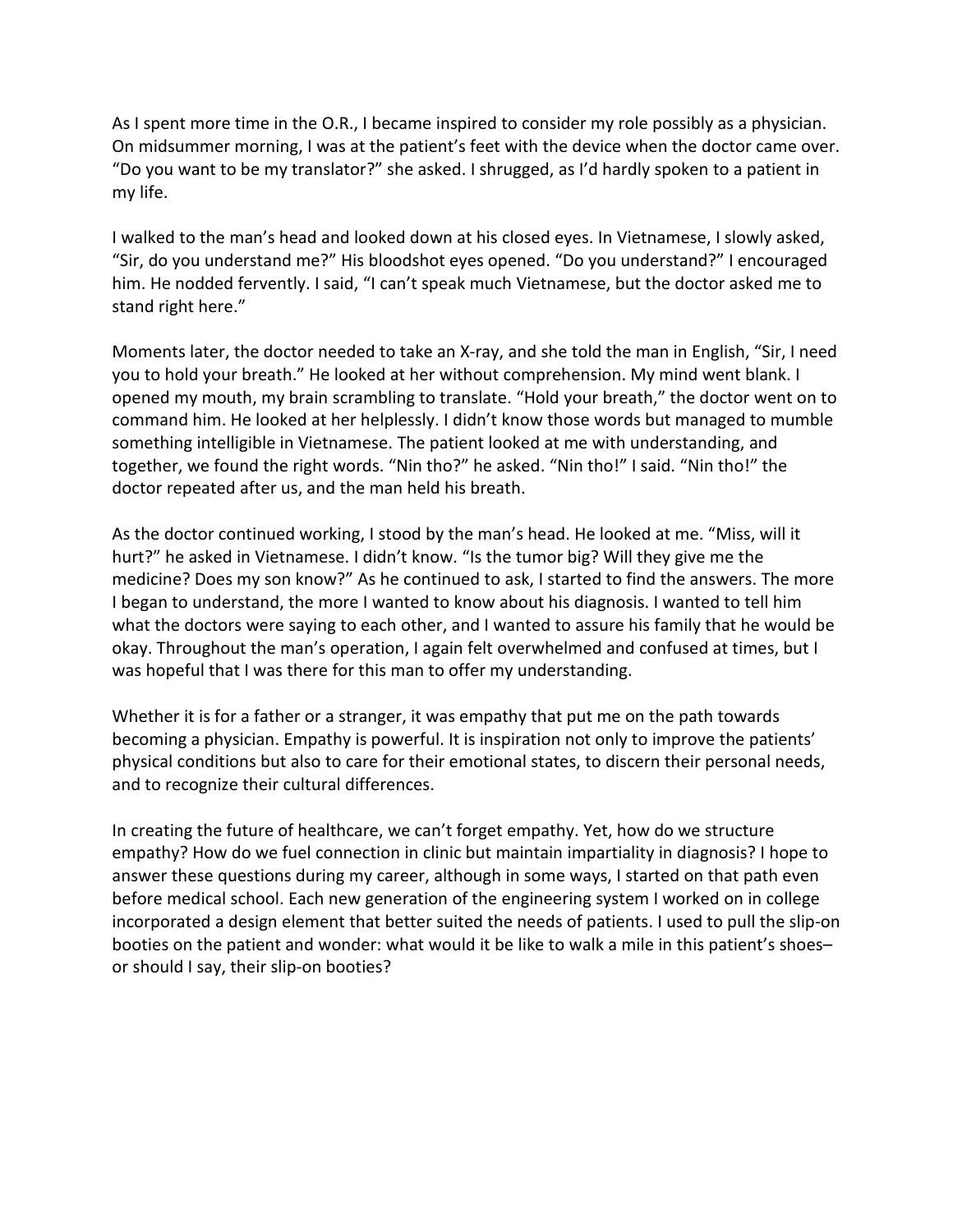As I spent more time in the O.R., I became inspired to consider my role possibly as a physician. On midsummer morning, I was at the patient's feet with the device when the doctor came over. "Do you want to be my translator?" she asked. I shrugged, as I'd hardly spoken to a patient in my life.

I walked to the man's head and looked down at his closed eyes. In Vietnamese, I slowly asked, "Sir, do you understand me?" His bloodshot eyes opened. "Do you understand?" I encouraged him. He nodded fervently. I said, "I can't speak much Vietnamese, but the doctor asked me to stand right here."

Moments later, the doctor needed to take an X-ray, and she told the man in English, "Sir, I need you to hold your breath." He looked at her without comprehension. My mind went blank. I opened my mouth, my brain scrambling to translate. "Hold your breath," the doctor went on to command him. He looked at her helplessly. I didn't know those words but managed to mumble something intelligible in Vietnamese. The patient looked at me with understanding, and together, we found the right words. "Nin tho?" he asked. "Nin tho!" I said. "Nin tho!" the doctor repeated after us, and the man held his breath.

As the doctor continued working, I stood by the man's head. He looked at me. "Miss, will it hurt?" he asked in Vietnamese. I didn't know. "Is the tumor big? Will they give me the medicine? Does my son know?" As he continued to ask, I started to find the answers. The more I began to understand, the more I wanted to know about his diagnosis. I wanted to tell him what the doctors were saying to each other, and I wanted to assure his family that he would be okay. Throughout the man's operation, I again felt overwhelmed and confused at times, but I was hopeful that I was there for this man to offer my understanding.

Whether it is for a father or a stranger, it was empathy that put me on the path towards becoming a physician. Empathy is powerful. It is inspiration not only to improve the patients' physical conditions but also to care for their emotional states, to discern their personal needs, and to recognize their cultural differences.

In creating the future of healthcare, we can't forget empathy. Yet, how do we structure empathy? How do we fuel connection in clinic but maintain impartiality in diagnosis? I hope to answer these questions during my career, although in some ways, I started on that path even before medical school. Each new generation of the engineering system I worked on in college incorporated a design element that better suited the needs of patients. I used to pull the slip-on booties on the patient and wonder: what would it be like to walk a mile in this patient's shoes– or should I say, their slip-on booties?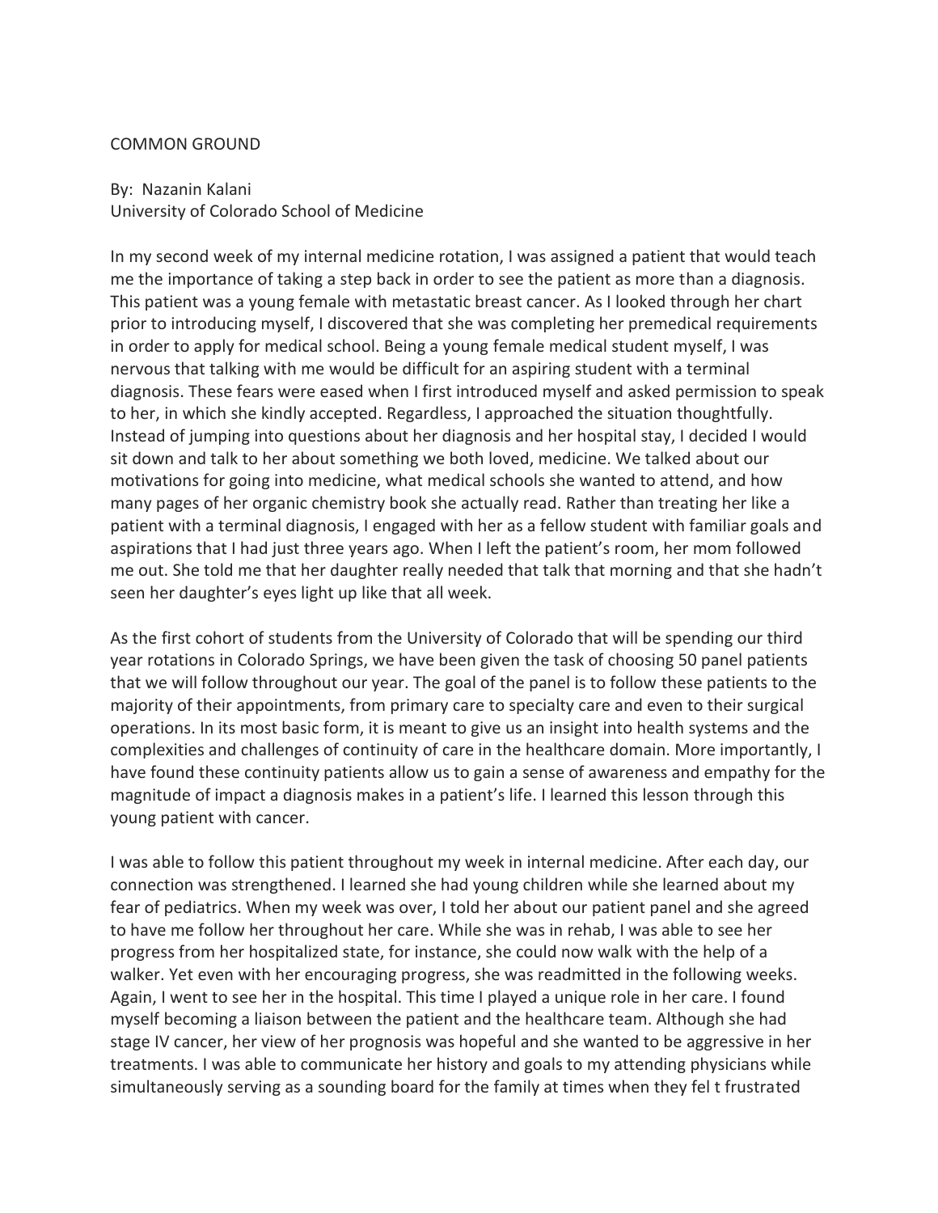# COMMON GROUND

By: Nazanin Kalani
University of Colorado School of Medicine

In my second week of my internal medicine rotation, I was assigned a patient that would teach me the importance of taking a step back in order to see the patient as more than a diagnosis. This patient was a young female with metastatic breast cancer. As I looked through her chart prior to introducing myself, I discovered that she was completing her premedical requirements in order to apply for medical school. Being a young female medical student myself, I was nervous that talking with me would be difficult for an aspiring student with a terminal diagnosis. These fears were eased when I first introduced myself and asked permission to speak to her, in which she kindly accepted. Regardless, I approached the situation thoughtfully. Instead of jumping into questions about her diagnosis and her hospital stay, I decided I would sit down and talk to her about something we both loved, medicine. We talked about our motivations for going into medicine, what medical schools she wanted to attend, and how many pages of her organic chemistry book she actually read. Rather than treating her like a patient with a terminal diagnosis, I engaged with her as a fellow student with familiar goals and aspirations that I had just three years ago. When I left the patient's room, her mom followed me out. She told me that her daughter really needed that talk that morning and that she hadn't seen her daughter's eyes light up like that all week.

As the first cohort of students from the University of Colorado that will be spending our third year rotations in Colorado Springs, we have been given the task of choosing 50 panel patients that we will follow throughout our year. The goal of the panel is to follow these patients to the majority of their appointments, from primary care to specialty care and even to their surgical operations. In its most basic form, it is meant to give us an insight into health systems and the complexities and challenges of continuity of care in the healthcare domain. More importantly, I have found these continuity patients allow us to gain a sense of awareness and empathy for the magnitude of impact a diagnosis makes in a patient's life. I learned this lesson through this young patient with cancer.

I was able to follow this patient throughout my week in internal medicine. After each day, our connection was strengthened. I learned she had young children while she learned about my fear of pediatrics. When my week was over, I told her about our patient panel and she agreed to have me follow her throughout her care. While she was in rehab, I was able to see her progress from her hospitalized state, for instance, she could now walk with the help of a walker. Yet even with her encouraging progress, she was readmitted in the following weeks. Again, I went to see her in the hospital. This time I played a unique role in her care. I found myself becoming a liaison between the patient and the healthcare team. Although she had stage IV cancer, her view of her prognosis was hopeful and she wanted to be aggressive in her treatments. I was able to communicate her history and goals to my attending physicians while simultaneously serving as a sounding board for the family at times when they fel t frustrated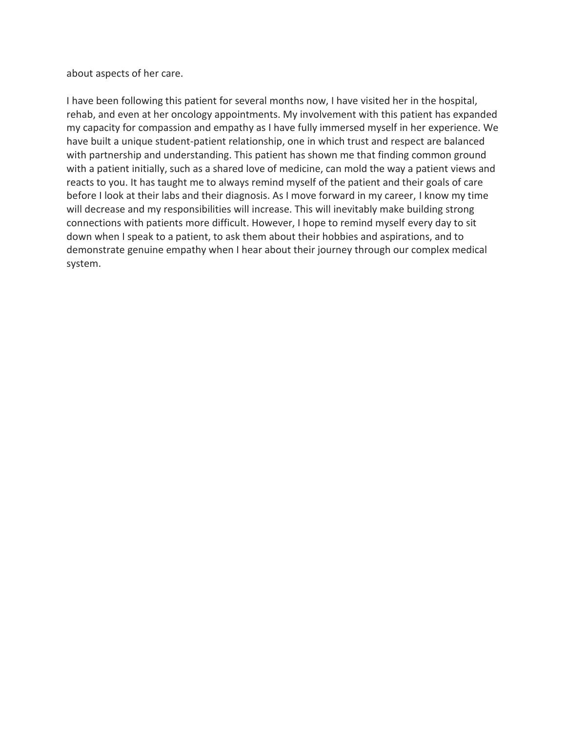about aspects of her care.

I have been following this patient for several months now, I have visited her in the hospital, rehab, and even at her oncology appointments. My involvement with this patient has expanded my capacity for compassion and empathy as I have fully immersed myself in her experience. We have built a unique student-patient relationship, one in which trust and respect are balanced with partnership and understanding. This patient has shown me that finding common ground with a patient initially, such as a shared love of medicine, can mold the way a patient views and reacts to you. It has taught me to always remind myself of the patient and their goals of care before I look at their labs and their diagnosis. As I move forward in my career, I know my time will decrease and my responsibilities will increase. This will inevitably make building strong connections with patients more difficult. However, I hope to remind myself every day to sit down when I speak to a patient, to ask them about their hobbies and aspirations, and to demonstrate genuine empathy when I hear about their journey through our complex medical system.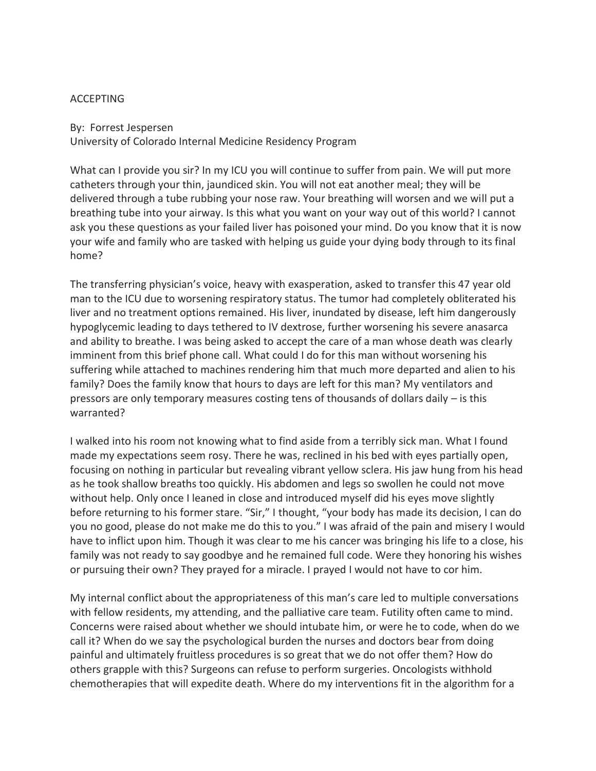# ACCEPTING

By: Forrest Jespersen
University of Colorado Internal Medicine Residency Program

What can I provide you sir? In my ICU you will continue to suffer from pain. We will put more catheters through your thin, jaundiced skin. You will not eat another meal; they will be delivered through a tube rubbing your nose raw. Your breathing will worsen and we will put a breathing tube into your airway. Is this what you want on your way out of this world? I cannot ask you these questions as your failed liver has poisoned your mind. Do you know that it is now your wife and family who are tasked with helping us guide your dying body through to its final home?

The transferring physician's voice, heavy with exasperation, asked to transfer this 47 year old man to the ICU due to worsening respiratory status. The tumor had completely obliterated his liver and no treatment options remained. His liver, inundated by disease, left him dangerously hypoglycemic leading to days tethered to IV dextrose, further worsening his severe anasarca and ability to breathe. I was being asked to accept the care of a man whose death was clearly imminent from this brief phone call. What could I do for this man without worsening his suffering while attached to machines rendering him that much more departed and alien to his family? Does the family know that hours to days are left for this man? My ventilators and pressors are only temporary measures costing tens of thousands of dollars daily – is this warranted?

I walked into his room not knowing what to find aside from a terribly sick man. What I found made my expectations seem rosy. There he was, reclined in his bed with eyes partially open, focusing on nothing in particular but revealing vibrant yellow sclera. His jaw hung from his head as he took shallow breaths too quickly. His abdomen and legs so swollen he could not move without help. Only once I leaned in close and introduced myself did his eyes move slightly before returning to his former stare. "Sir," I thought, "your body has made its decision, I can do you no good, please do not make me do this to you." I was afraid of the pain and misery I would have to inflict upon him. Though it was clear to me his cancer was bringing his life to a close, his family was not ready to say goodbye and he remained full code. Were they honoring his wishes or pursuing their own? They prayed for a miracle. I prayed I would not have to cor him.

My internal conflict about the appropriateness of this man's care led to multiple conversations with fellow residents, my attending, and the palliative care team. Futility often came to mind. Concerns were raised about whether we should intubate him, or were he to code, when do we call it? When do we say the psychological burden the nurses and doctors bear from doing painful and ultimately fruitless procedures is so great that we do not offer them? How do others grapple with this? Surgeons can refuse to perform surgeries. Oncologists withhold chemotherapies that will expedite death. Where do my interventions fit in the algorithm for a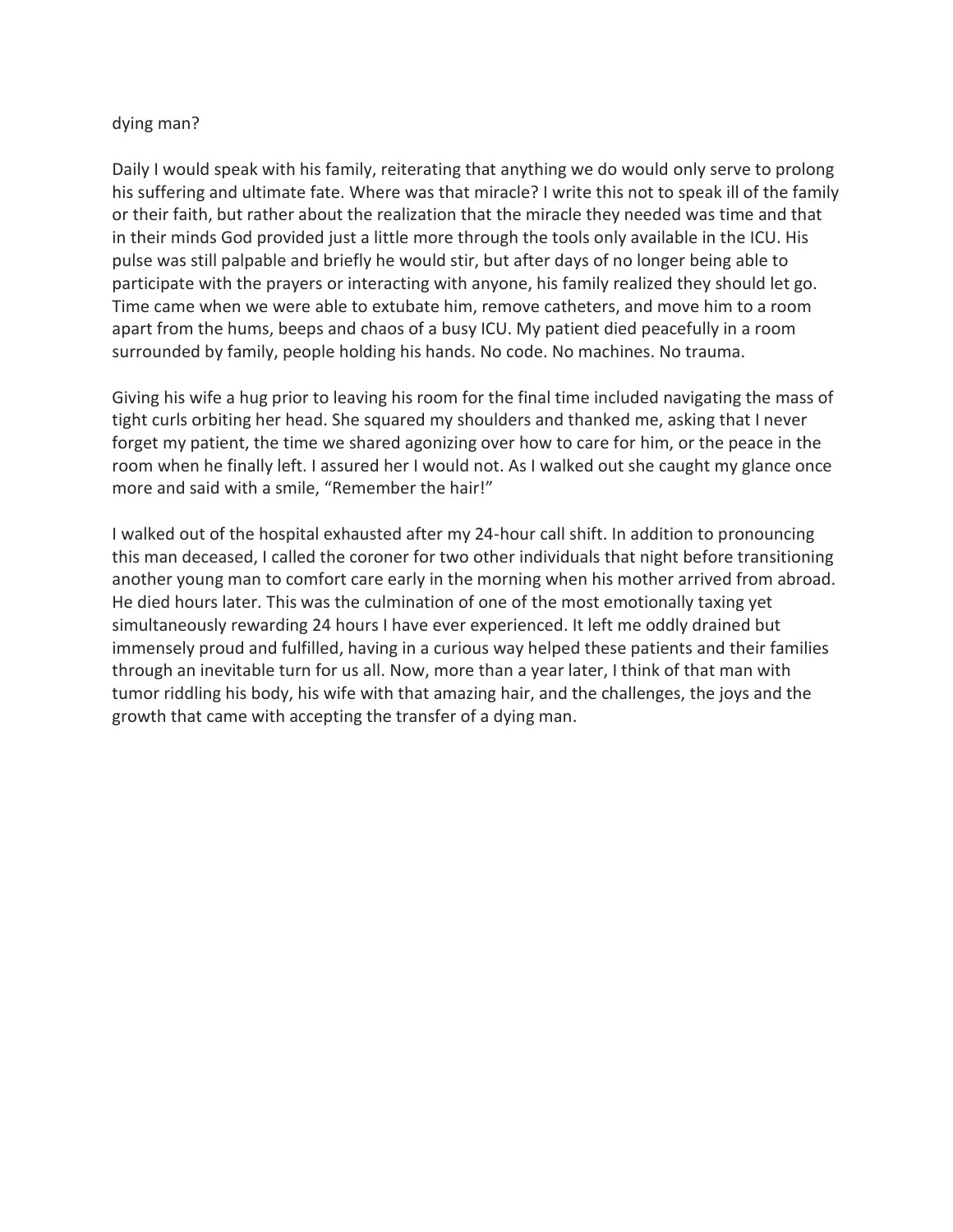dying man?

Daily I would speak with his family, reiterating that anything we do would only serve to prolong his suffering and ultimate fate. Where was that miracle? I write this not to speak ill of the family or their faith, but rather about the realization that the miracle they needed was time and that in their minds God provided just a little more through the tools only available in the ICU. His pulse was still palpable and briefly he would stir, but after days of no longer being able to participate with the prayers or interacting with anyone, his family realized they should let go. Time came when we were able to extubate him, remove catheters, and move him to a room apart from the hums, beeps and chaos of a busy ICU. My patient died peacefully in a room surrounded by family, people holding his hands. No code. No machines. No trauma.

Giving his wife a hug prior to leaving his room for the final time included navigating the mass of tight curls orbiting her head. She squared my shoulders and thanked me, asking that I never forget my patient, the time we shared agonizing over how to care for him, or the peace in the room when he finally left. I assured her I would not. As I walked out she caught my glance once more and said with a smile, "Remember the hair!"

I walked out of the hospital exhausted after my 24-hour call shift. In addition to pronouncing this man deceased, I called the coroner for two other individuals that night before transitioning another young man to comfort care early in the morning when his mother arrived from abroad. He died hours later. This was the culmination of one of the most emotionally taxing yet simultaneously rewarding 24 hours I have ever experienced. It left me oddly drained but immensely proud and fulfilled, having in a curious way helped these patients and their families through an inevitable turn for us all. Now, more than a year later, I think of that man with tumor riddling his body, his wife with that amazing hair, and the challenges, the joys and the growth that came with accepting the transfer of a dying man.